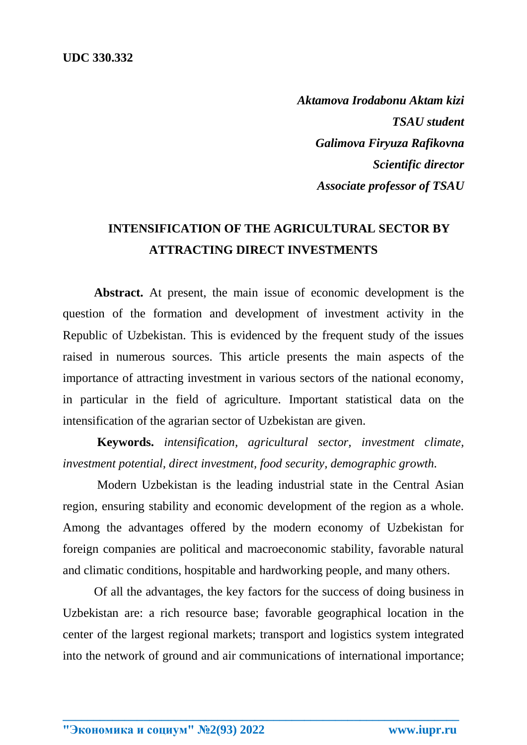**UDC 330.332**

*Aktamova Irodabonu Aktam kizi*
*TSAU student*
*Galimova Firyuza Rafikovna*
*Scientific director*
*Associate professor of TSAU*

# INTENSIFICATION OF THE AGRICULTURAL SECTOR BY ATTRACTING DIRECT INVESTMENTS

**Abstract.** At present, the main issue of economic development is the question of the formation and development of investment activity in the Republic of Uzbekistan. This is evidenced by the frequent study of the issues raised in numerous sources. This article presents the main aspects of the importance of attracting investment in various sectors of the national economy, in particular in the field of agriculture. Important statistical data on the intensification of the agrarian sector of Uzbekistan are given.

**Keywords.** *intensification, agricultural sector, investment climate, investment potential, direct investment, food security, demographic growth.*

Modern Uzbekistan is the leading industrial state in the Central Asian region, ensuring stability and economic development of the region as a whole. Among the advantages offered by the modern economy of Uzbekistan for foreign companies are political and macroeconomic stability, favorable natural and climatic conditions, hospitable and hardworking people, and many others.

Of all the advantages, the key factors for the success of doing business in Uzbekistan are: a rich resource base; favorable geographical location in the center of the largest regional markets; transport and logistics system integrated into the network of ground and air communications of international importance;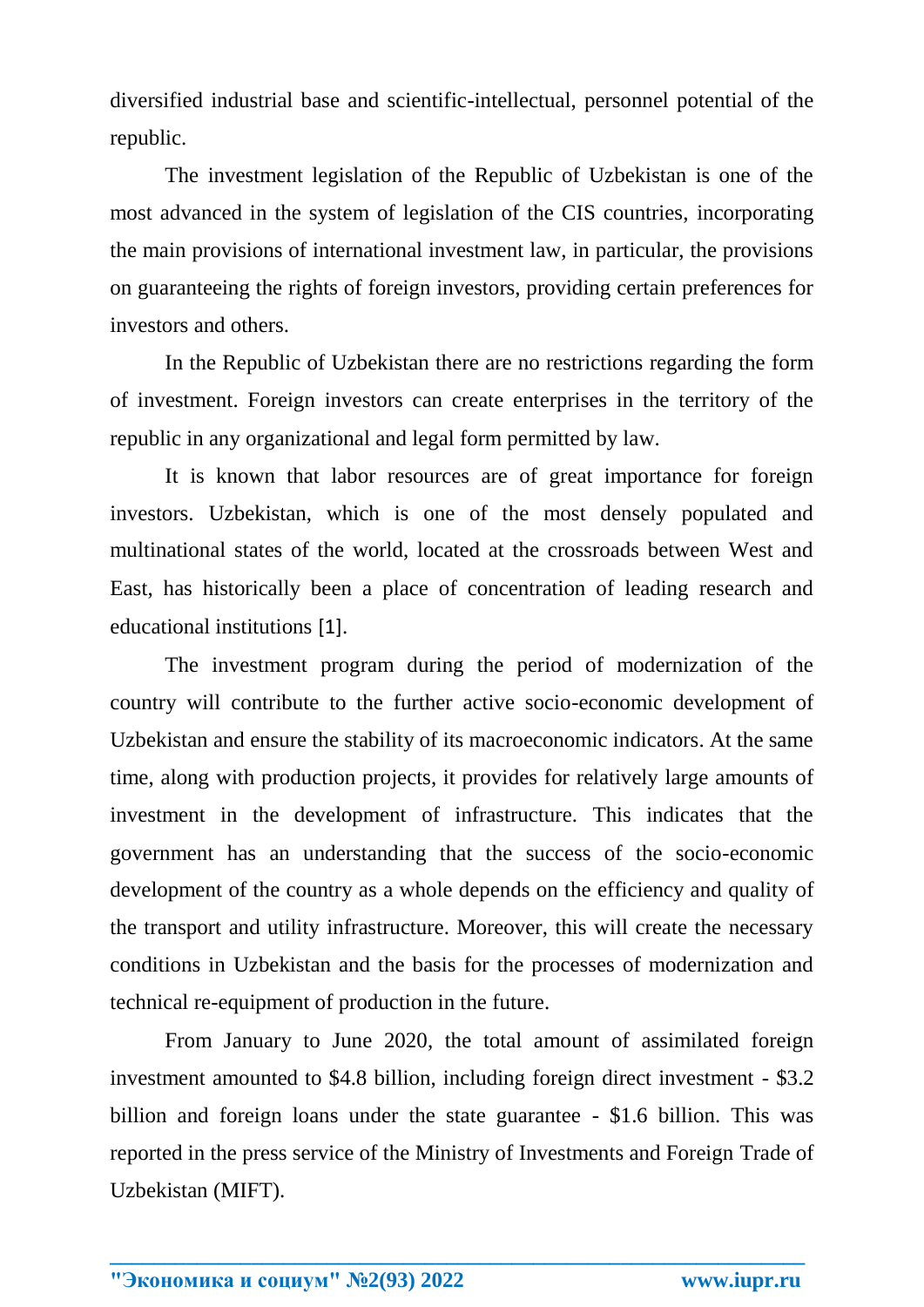diversified industrial base and scientific-intellectual, personnel potential of the republic.

The investment legislation of the Republic of Uzbekistan is one of the most advanced in the system of legislation of the CIS countries, incorporating the main provisions of international investment law, in particular, the provisions on guaranteeing the rights of foreign investors, providing certain preferences for investors and others.

In the Republic of Uzbekistan there are no restrictions regarding the form of investment. Foreign investors can create enterprises in the territory of the republic in any organizational and legal form permitted by law.

It is known that labor resources are of great importance for foreign investors. Uzbekistan, which is one of the most densely populated and multinational states of the world, located at the crossroads between West and East, has historically been a place of concentration of leading research and educational institutions [1].

The investment program during the period of modernization of the country will contribute to the further active socio-economic development of Uzbekistan and ensure the stability of its macroeconomic indicators. At the same time, along with production projects, it provides for relatively large amounts of investment in the development of infrastructure. This indicates that the government has an understanding that the success of the socio-economic development of the country as a whole depends on the efficiency and quality of the transport and utility infrastructure. Moreover, this will create the necessary conditions in Uzbekistan and the basis for the processes of modernization and technical re-equipment of production in the future.

From January to June 2020, the total amount of assimilated foreign investment amounted to $4.8 billion, including foreign direct investment - $3.2 billion and foreign loans under the state guarantee - $1.6 billion. This was reported in the press service of the Ministry of Investments and Foreign Trade of Uzbekistan (MIFT).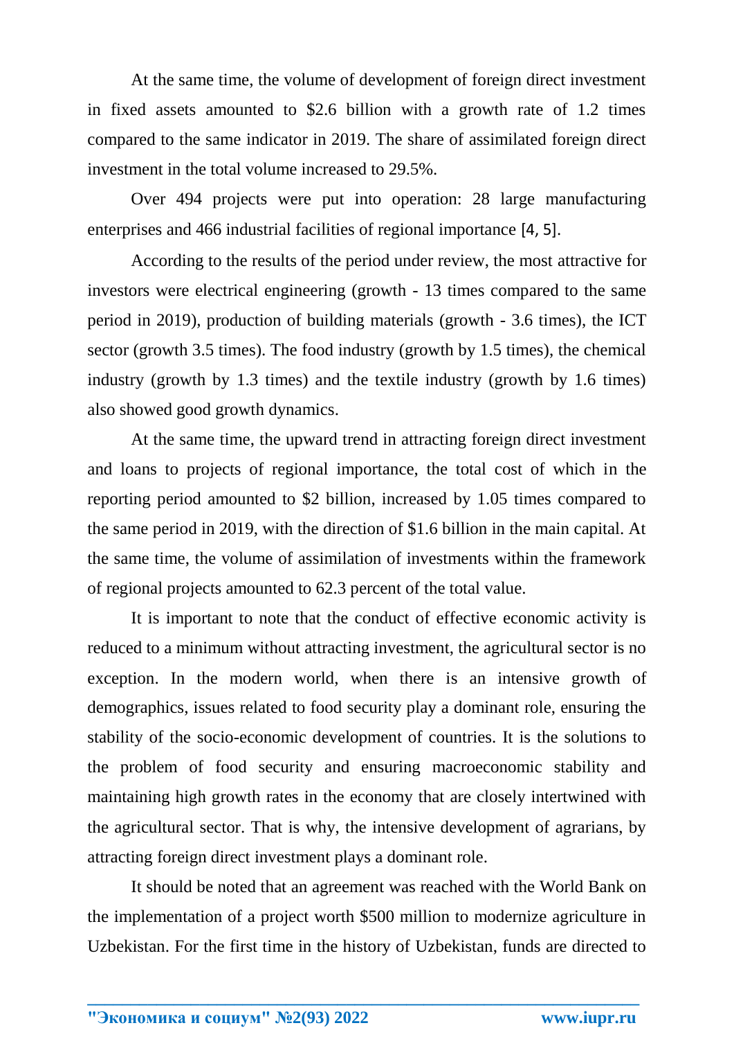At the same time, the volume of development of foreign direct investment in fixed assets amounted to $2.6 billion with a growth rate of 1.2 times compared to the same indicator in 2019. The share of assimilated foreign direct investment in the total volume increased to 29.5%.

Over 494 projects were put into operation: 28 large manufacturing enterprises and 466 industrial facilities of regional importance [4, 5].

According to the results of the period under review, the most attractive for investors were electrical engineering (growth - 13 times compared to the same period in 2019), production of building materials (growth - 3.6 times), the ICT sector (growth 3.5 times). The food industry (growth by 1.5 times), the chemical industry (growth by 1.3 times) and the textile industry (growth by 1.6 times) also showed good growth dynamics.

At the same time, the upward trend in attracting foreign direct investment and loans to projects of regional importance, the total cost of which in the reporting period amounted to $2 billion, increased by 1.05 times compared to the same period in 2019, with the direction of $1.6 billion in the main capital. At the same time, the volume of assimilation of investments within the framework of regional projects amounted to 62.3 percent of the total value.

It is important to note that the conduct of effective economic activity is reduced to a minimum without attracting investment, the agricultural sector is no exception. In the modern world, when there is an intensive growth of demographics, issues related to food security play a dominant role, ensuring the stability of the socio-economic development of countries. It is the solutions to the problem of food security and ensuring macroeconomic stability and maintaining high growth rates in the economy that are closely intertwined with the agricultural sector. That is why, the intensive development of agrarians, by attracting foreign direct investment plays a dominant role.

It should be noted that an agreement was reached with the World Bank on the implementation of a project worth $500 million to modernize agriculture in Uzbekistan. For the first time in the history of Uzbekistan, funds are directed to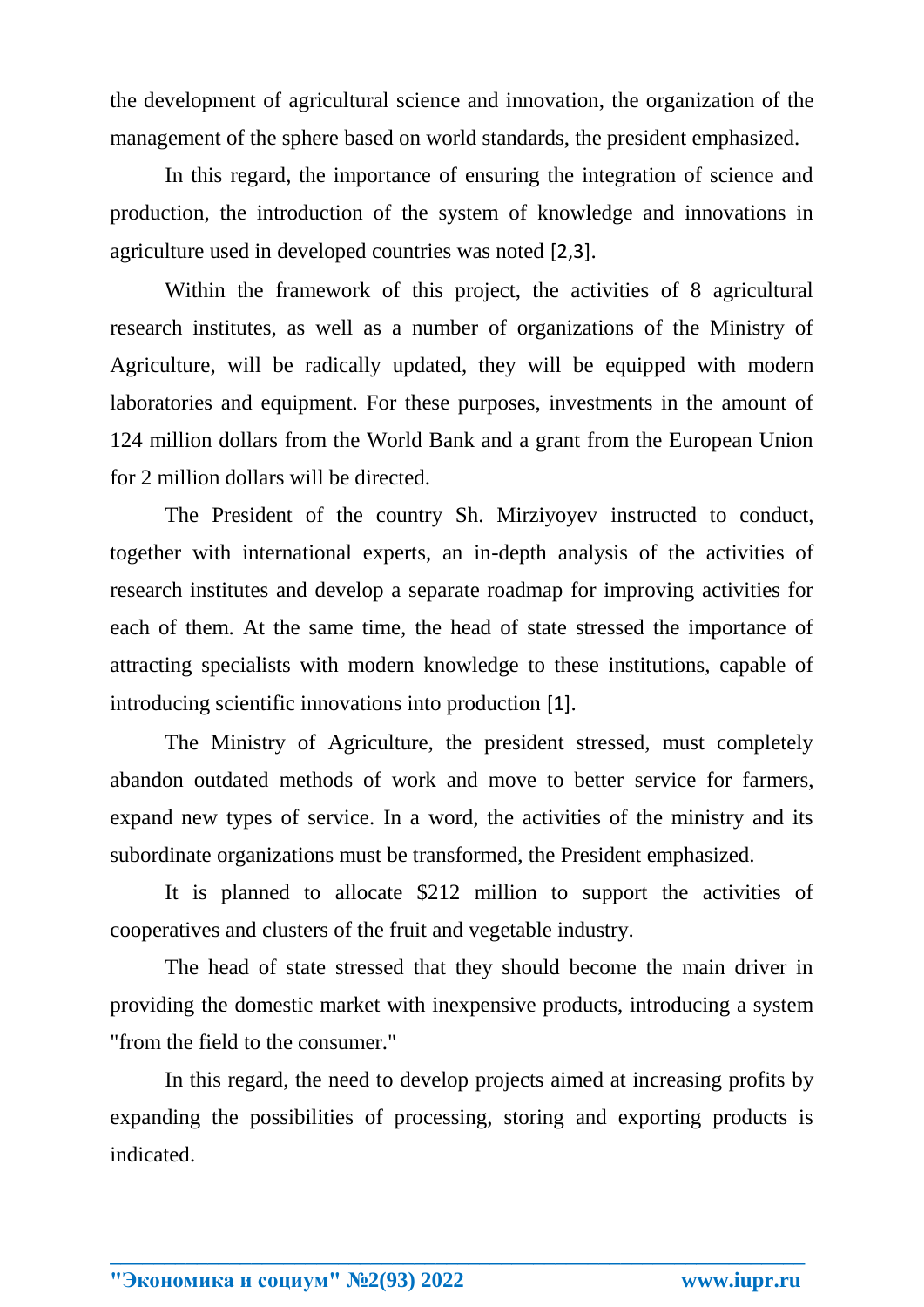the development of agricultural science and innovation, the organization of the management of the sphere based on world standards, the president emphasized.

In this regard, the importance of ensuring the integration of science and production, the introduction of the system of knowledge and innovations in agriculture used in developed countries was noted [2,3].

Within the framework of this project, the activities of 8 agricultural research institutes, as well as a number of organizations of the Ministry of Agriculture, will be radically updated, they will be equipped with modern laboratories and equipment. For these purposes, investments in the amount of 124 million dollars from the World Bank and a grant from the European Union for 2 million dollars will be directed.

The President of the country Sh. Mirziyoyev instructed to conduct, together with international experts, an in-depth analysis of the activities of research institutes and develop a separate roadmap for improving activities for each of them. At the same time, the head of state stressed the importance of attracting specialists with modern knowledge to these institutions, capable of introducing scientific innovations into production [1].

The Ministry of Agriculture, the president stressed, must completely abandon outdated methods of work and move to better service for farmers, expand new types of service. In a word, the activities of the ministry and its subordinate organizations must be transformed, the President emphasized.

It is planned to allocate $212 million to support the activities of cooperatives and clusters of the fruit and vegetable industry.

The head of state stressed that they should become the main driver in providing the domestic market with inexpensive products, introducing a system "from the field to the consumer."

In this regard, the need to develop projects aimed at increasing profits by expanding the possibilities of processing, storing and exporting products is indicated.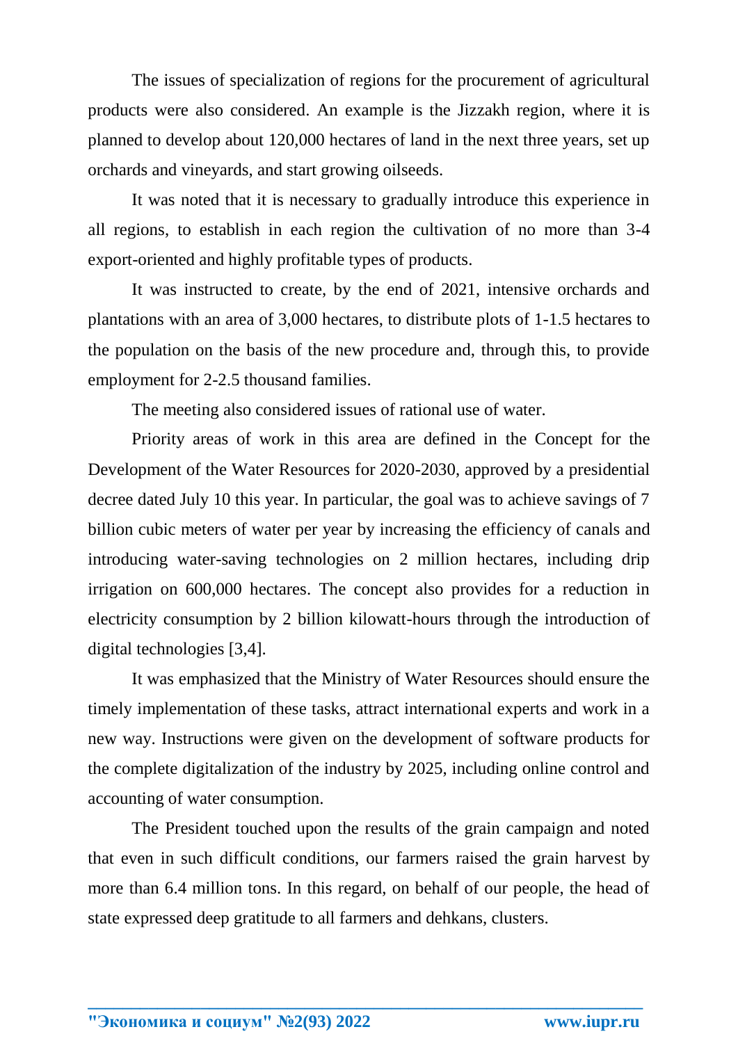The issues of specialization of regions for the procurement of agricultural products were also considered. An example is the Jizzakh region, where it is planned to develop about 120,000 hectares of land in the next three years, set up orchards and vineyards, and start growing oilseeds.

It was noted that it is necessary to gradually introduce this experience in all regions, to establish in each region the cultivation of no more than 3-4 export-oriented and highly profitable types of products.

It was instructed to create, by the end of 2021, intensive orchards and plantations with an area of 3,000 hectares, to distribute plots of 1-1.5 hectares to the population on the basis of the new procedure and, through this, to provide employment for 2-2.5 thousand families.

The meeting also considered issues of rational use of water.

Priority areas of work in this area are defined in the Concept for the Development of the Water Resources for 2020-2030, approved by a presidential decree dated July 10 this year. In particular, the goal was to achieve savings of 7 billion cubic meters of water per year by increasing the efficiency of canals and introducing water-saving technologies on 2 million hectares, including drip irrigation on 600,000 hectares. The concept also provides for a reduction in electricity consumption by 2 billion kilowatt-hours through the introduction of digital technologies [3,4].

It was emphasized that the Ministry of Water Resources should ensure the timely implementation of these tasks, attract international experts and work in a new way. Instructions were given on the development of software products for the complete digitalization of the industry by 2025, including online control and accounting of water consumption.

The President touched upon the results of the grain campaign and noted that even in such difficult conditions, our farmers raised the grain harvest by more than 6.4 million tons. In this regard, on behalf of our people, the head of state expressed deep gratitude to all farmers and dehkans, clusters.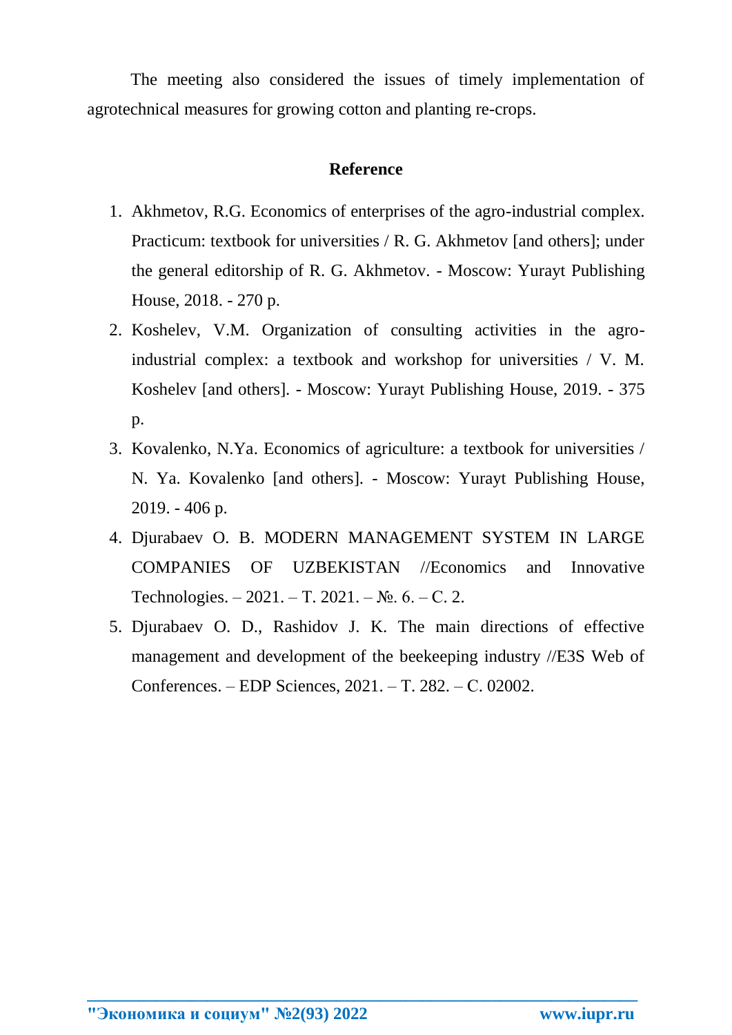The meeting also considered the issues of timely implementation of agrotechnical measures for growing cotton and planting re-crops.

## Reference

1. Akhmetov, R.G. Economics of enterprises of the agro-industrial complex. Practicum: textbook for universities / R. G. Akhmetov [and others]; under the general editorship of R. G. Akhmetov. - Moscow: Yurayt Publishing House, 2018. - 270 p.
2. Koshelev, V.M. Organization of consulting activities in the agro-industrial complex: a textbook and workshop for universities / V. M. Koshelev [and others]. - Moscow: Yurayt Publishing House, 2019. - 375 p.
3. Kovalenko, N.Ya. Economics of agriculture: a textbook for universities / N. Ya. Kovalenko [and others]. - Moscow: Yurayt Publishing House, 2019. - 406 p.
4. Djurabaev O. B. MODERN MANAGEMENT SYSTEM IN LARGE COMPANIES OF UZBEKISTAN //Economics and Innovative Technologies. – 2021. – T. 2021. – №. 6. – C. 2.
5. Djurabaev O. D., Rashidov J. K. The main directions of effective management and development of the beekeeping industry //E3S Web of Conferences. – EDP Sciences, 2021. – T. 282. – C. 02002.